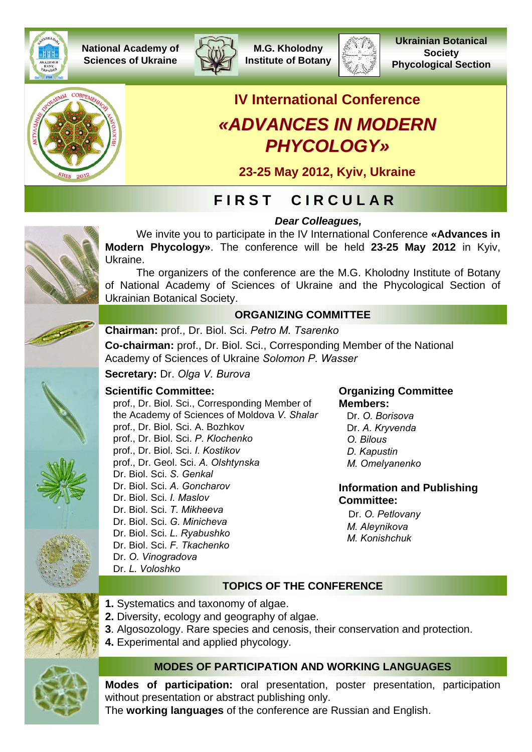**National Academy of Sciences of Ukraine**

**M.G. Kholodny Institute of Botany**

**Ukrainian Botanical Society Phycological Section**

# IV International Conference

# *«ADVANCES IN MODERN PHYCOLOGY»*

## 23-25 May 2012, Kyiv, Ukraine

## FIRST CIRCULAR

***Dear Colleagues,***

We invite you to participate in the IV International Conference **«Advances in Modern Phycology»**. The conference will be held **23-25 May 2012** in Kyiv, Ukraine.

The organizers of the conference are the M.G. Kholodny Institute of Botany of National Academy of Sciences of Ukraine and the Phycological Section of Ukrainian Botanical Society.

### ORGANIZING COMMITTEE

**Chairman:** prof., Dr. Biol. Sci. *Petro M. Tsarenko*

**Co-chairman:** prof., Dr. Biol. Sci., Corresponding Member of the National Academy of Sciences of Ukraine *Solomon P. Wasser*

**Secretary:** Dr. *Olga V. Burova*

**Scientific Committee:**

prof., Dr. Biol. Sci., Corresponding Member of the Academy of Sciences of Moldova *V. Shalar*
prof., Dr. Biol. Sci. *A. Bozhkov*
prof., Dr. Biol. Sci. *P. Klochenko*
prof., Dr. Biol. Sci. *I. Kostikov*
prof., Dr. Geol. Sci. *A. Olshtynska*
Dr. Biol. Sci. *S. Genkal*
Dr. Biol. Sci. *A. Goncharov*
Dr. Biol. Sci. *I. Maslov*
Dr. Biol. Sci. *T. Mikheeva*
Dr. Biol. Sci. *G. Minicheva*
Dr. Biol. Sci. *L. Ryabushko*
Dr. Biol. Sci. *F. Tkachenko*
Dr. *O. Vinogradova*
Dr. *L. Voloshko*

**Organizing Committee Members:**

Dr. *O. Borisova*
Dr. *A. Kryvenda*
*O. Bilous*
*D. Kapustin*
*M. Omelyanenko*

**Information and Publishing Committee:**

Dr. *O. Petlovany*
*M. Aleynikova*
*M. Konishchuk*

### TOPICS OF THE CONFERENCE

**1.** Systematics and taxonomy of algae.
**2.** Diversity, ecology and geography of algae.
**3**. Algosozology. Rare species and cenosis, their conservation and protection.
**4.** Experimental and applied phycology.

### MODES OF PARTICIPATION AND WORKING LANGUAGES

**Modes of participation:** oral presentation, poster presentation, participation without presentation or abstract publishing only.

The **working languages** of the conference are Russian and English.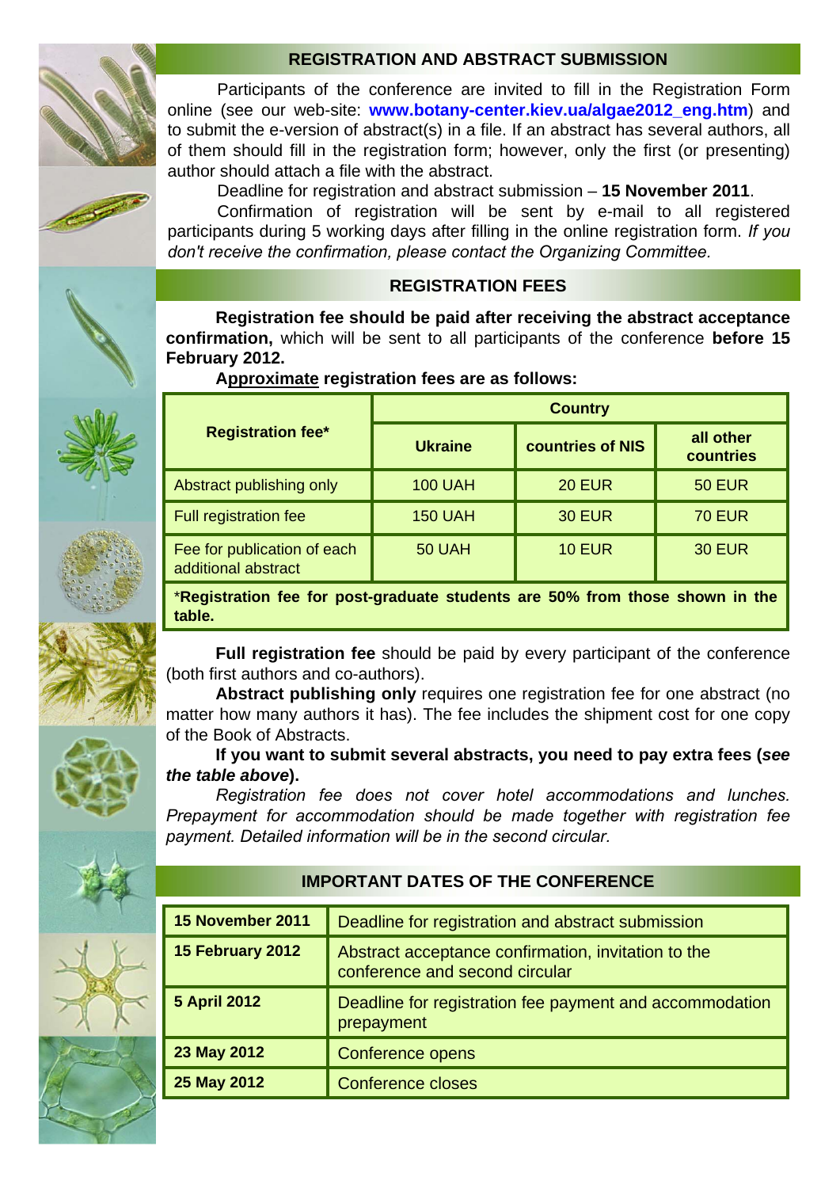## REGISTRATION AND ABSTRACT SUBMISSION

Participants of the conference are invited to fill in the Registration Form online (see our web-site: **www.botany-center.kiev.ua/algae2012_eng.htm**) and to submit the e-version of abstract(s) in a file. If an abstract has several authors, all of them should fill in the registration form; however, only the first (or presenting) author should attach a file with the abstract.

Deadline for registration and abstract submission – **15 November 2011**.

Confirmation of registration will be sent by e-mail to all registered participants during 5 working days after filling in the online registration form. *If you don't receive the confirmation, please contact the Organizing Committee.*

## REGISTRATION FEES

**Registration fee should be paid after receiving the abstract acceptance confirmation,** which will be sent to all participants of the conference **before 15 February 2012.**

**Approximate registration fees are as follows:**

| Registration fee* | Country | | |
|---|---|---|---|
| | **Ukraine** | **countries of NIS** | **all other countries** |
| Abstract publishing only | 100 UAH | 20 EUR | 50 EUR |
| Full registration fee | 150 UAH | 30 EUR | 70 EUR |
| Fee for publication of each additional abstract | 50 UAH | 10 EUR | 30 EUR |

*__Registration fee for post-graduate students are 50% from those shown in the table.__

**Full registration fee** should be paid by every participant of the conference (both first authors and co-authors).

**Abstract publishing only** requires one registration fee for one abstract (no matter how many authors it has). The fee includes the shipment cost for one copy of the Book of Abstracts.

**If you want to submit several abstracts, you need to pay extra fees (*see the table above*).**

*Registration fee does not cover hotel accommodations and lunches. Prepayment for accommodation should be made together with registration fee payment. Detailed information will be in the second circular.*

## IMPORTANT DATES OF THE CONFERENCE

| | |
|---|---|
| **15 November 2011** | Deadline for registration and abstract submission |
| **15 February 2012** | Abstract acceptance confirmation, invitation to the conference and second circular |
| **5 April 2012** | Deadline for registration fee payment and accommodation prepayment |
| **23 May 2012** | Conference opens |
| **25 May 2012** | Conference closes |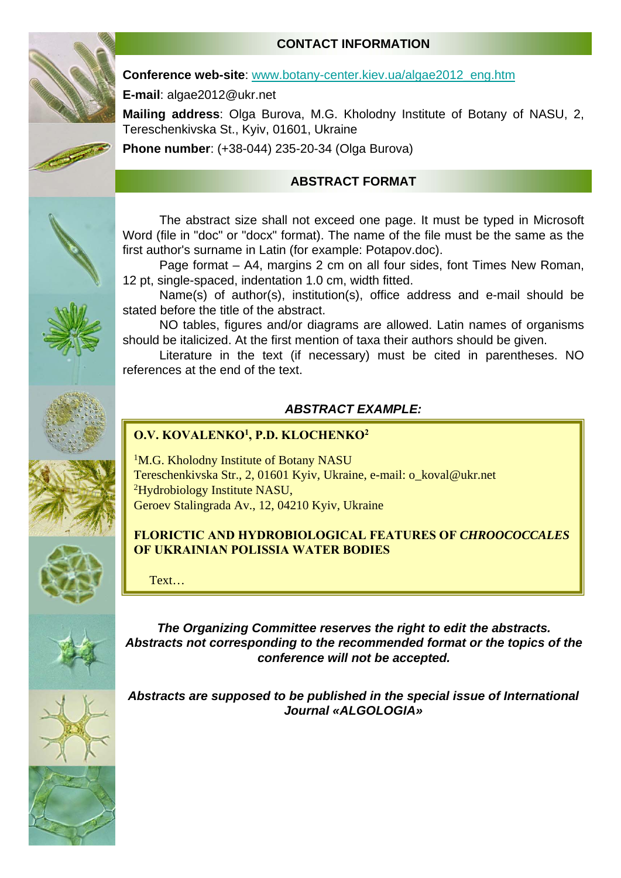## CONTACT INFORMATION

**Conference web-site**: [www.botany-center.kiev.ua/algae2012_eng.htm](www.botany-center.kiev.ua/algae2012_eng.htm)

**E-mail**: algae2012@ukr.net

**Mailing address**: Olga Burova, M.G. Kholodny Institute of Botany of NASU, 2, Tereschenkivska St., Kyiv, 01601, Ukraine

**Phone number**: (+38-044) 235-20-34 (Olga Burova)

## ABSTRACT FORMAT

The abstract size shall not exceed one page. It must be typed in Microsoft Word (file in "doc" or "docx" format). The name of the file must be the same as the first author's surname in Latin (for example: Potapov.doc).

Page format – A4, margins 2 cm on all four sides, font Times New Roman, 12 pt, single-spaced, indentation 1.0 cm, width fitted.

Name(s) of author(s), institution(s), office address and e-mail should be stated before the title of the abstract.

NO tables, figures and/or diagrams are allowed. Latin names of organisms should be italicized. At the first mention of taxa their authors should be given.

Literature in the text (if necessary) must be cited in parentheses. NO references at the end of the text.

### *ABSTRACT EXAMPLE:*

**O.V. KOVALENKO[1], P.D. KLOCHENKO[2]**

[1]M.G. Kholodny Institute of Botany NASU
Tereschenkivska Str., 2, 01601 Kyiv, Ukraine, e-mail: o_koval@ukr.net
[2]Hydrobiology Institute NASU,
Geroev Stalingrada Av., 12, 04210 Kyiv, Ukraine

**FLORICTIC AND HYDROBIOLOGICAL FEATURES OF *CHROOCOCCALES* OF UKRAINIAN POLISSIA WATER BODIES**

Text…

***The Organizing Committee reserves the right to edit the abstracts. Abstracts not corresponding to the recommended format or the topics of the conference will not be accepted.***

***Abstracts are supposed to be published in the special issue of International Journal «ALGOLOGIA»***